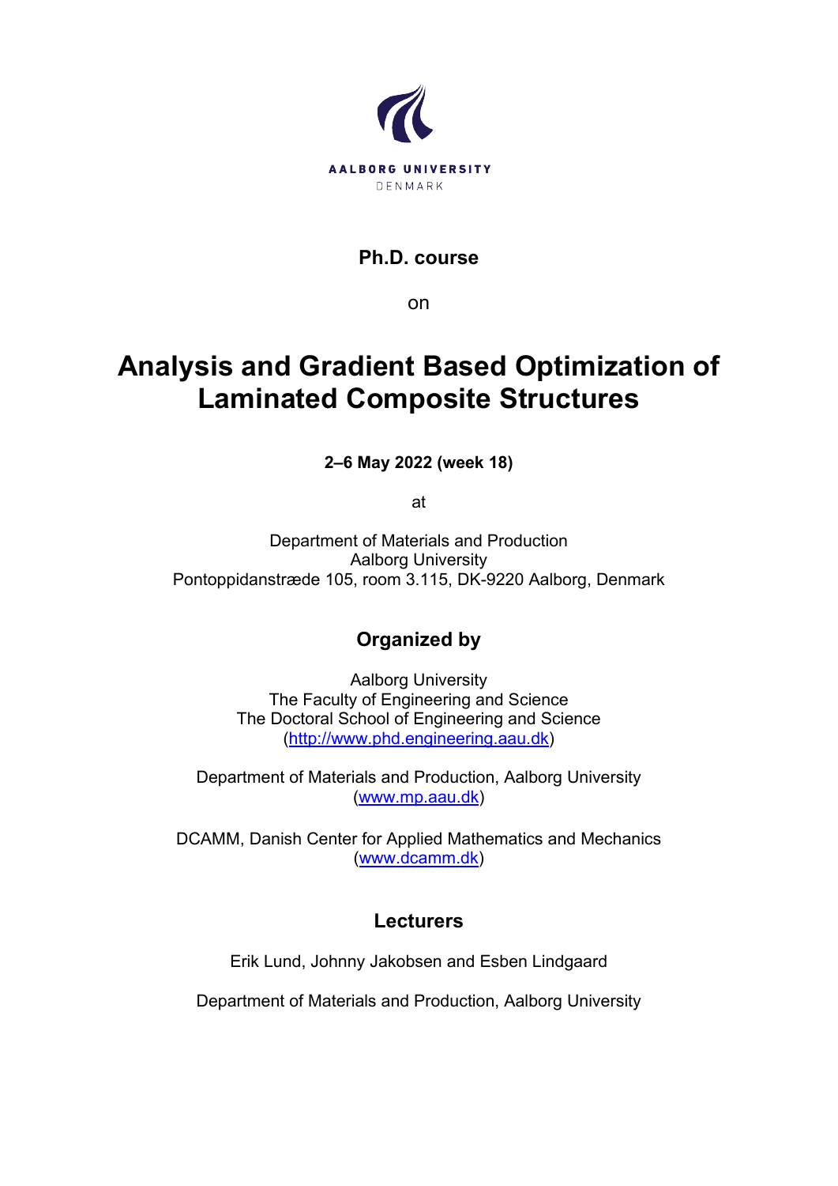AALBORG UNIVERSITY
DENMARK

**Ph.D. course**

on

# Analysis and Gradient Based Optimization of Laminated Composite Structures

**2–6 May 2022 (week 18)**

at

Department of Materials and Production
Aalborg University
Pontoppidanstræde 105, room 3.115, DK-9220 Aalborg, Denmark

## Organized by

Aalborg University
The Faculty of Engineering and Science
The Doctoral School of Engineering and Science
(http://www.phd.engineering.aau.dk)

Department of Materials and Production, Aalborg University
(www.mp.aau.dk)

DCAMM, Danish Center for Applied Mathematics and Mechanics
(www.dcamm.dk)

## Lecturers

Erik Lund, Johnny Jakobsen and Esben Lindgaard

Department of Materials and Production, Aalborg University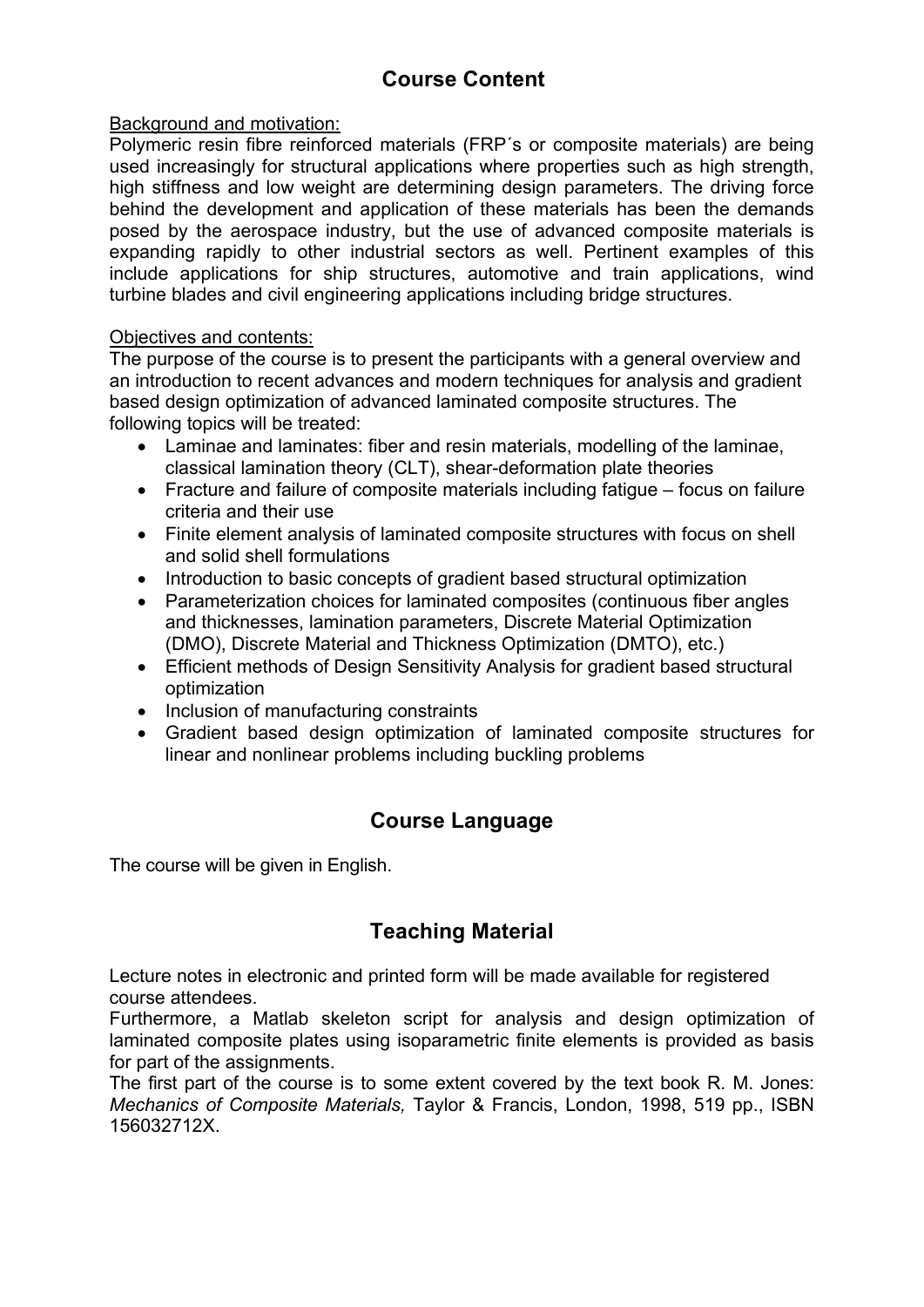# Course Content

Background and motivation:

Polymeric resin fibre reinforced materials (FRP´s or composite materials) are being used increasingly for structural applications where properties such as high strength, high stiffness and low weight are determining design parameters. The driving force behind the development and application of these materials has been the demands posed by the aerospace industry, but the use of advanced composite materials is expanding rapidly to other industrial sectors as well. Pertinent examples of this include applications for ship structures, automotive and train applications, wind turbine blades and civil engineering applications including bridge structures.

Objectives and contents:

The purpose of the course is to present the participants with a general overview and an introduction to recent advances and modern techniques for analysis and gradient based design optimization of advanced laminated composite structures. The following topics will be treated:

- Laminae and laminates: fiber and resin materials, modelling of the laminae, classical lamination theory (CLT), shear-deformation plate theories
- Fracture and failure of composite materials including fatigue – focus on failure criteria and their use
- Finite element analysis of laminated composite structures with focus on shell and solid shell formulations
- Introduction to basic concepts of gradient based structural optimization
- Parameterization choices for laminated composites (continuous fiber angles and thicknesses, lamination parameters, Discrete Material Optimization (DMO), Discrete Material and Thickness Optimization (DMTO), etc.)
- Efficient methods of Design Sensitivity Analysis for gradient based structural optimization
- Inclusion of manufacturing constraints
- Gradient based design optimization of laminated composite structures for linear and nonlinear problems including buckling problems

# Course Language

The course will be given in English.

# Teaching Material

Lecture notes in electronic and printed form will be made available for registered course attendees.

Furthermore, a Matlab skeleton script for analysis and design optimization of laminated composite plates using isoparametric finite elements is provided as basis for part of the assignments.

The first part of the course is to some extent covered by the text book R. M. Jones: *Mechanics of Composite Materials,* Taylor & Francis, London, 1998, 519 pp., ISBN 156032712X.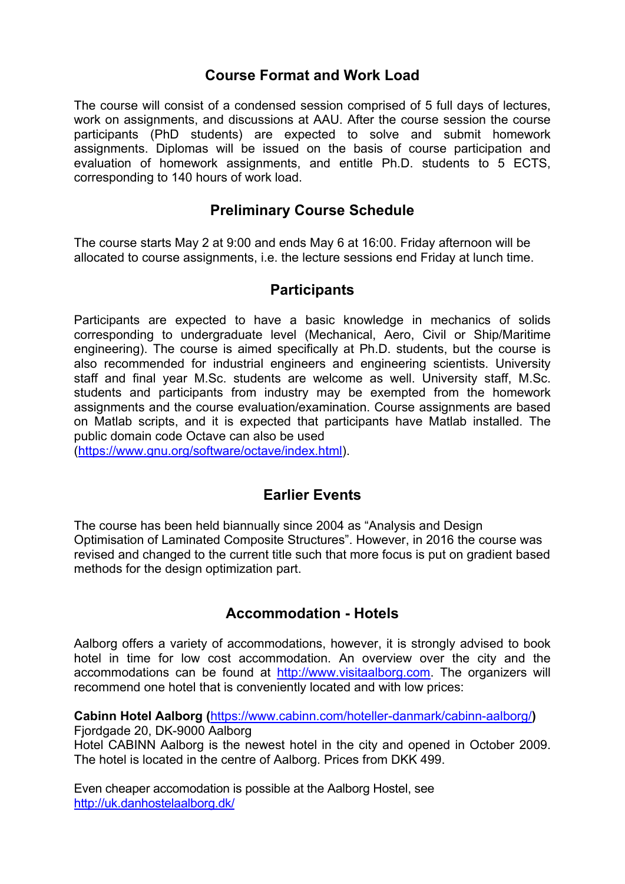## Course Format and Work Load

The course will consist of a condensed session comprised of 5 full days of lectures, work on assignments, and discussions at AAU. After the course session the course participants (PhD students) are expected to solve and submit homework assignments. Diplomas will be issued on the basis of course participation and evaluation of homework assignments, and entitle Ph.D. students to 5 ECTS, corresponding to 140 hours of work load.

## Preliminary Course Schedule

The course starts May 2 at 9:00 and ends May 6 at 16:00. Friday afternoon will be allocated to course assignments, i.e. the lecture sessions end Friday at lunch time.

## Participants

Participants are expected to have a basic knowledge in mechanics of solids corresponding to undergraduate level (Mechanical, Aero, Civil or Ship/Maritime engineering). The course is aimed specifically at Ph.D. students, but the course is also recommended for industrial engineers and engineering scientists. University staff and final year M.Sc. students are welcome as well. University staff, M.Sc. students and participants from industry may be exempted from the homework assignments and the course evaluation/examination. Course assignments are based on Matlab scripts, and it is expected that participants have Matlab installed. The public domain code Octave can also be used (https://www.gnu.org/software/octave/index.html).

## Earlier Events

The course has been held biannually since 2004 as "Analysis and Design Optimisation of Laminated Composite Structures". However, in 2016 the course was revised and changed to the current title such that more focus is put on gradient based methods for the design optimization part.

## Accommodation - Hotels

Aalborg offers a variety of accommodations, however, it is strongly advised to book hotel in time for low cost accommodation. An overview over the city and the accommodations can be found at http://www.visitaalborg.com. The organizers will recommend one hotel that is conveniently located and with low prices:

**Cabinn Hotel Aalborg (**https://www.cabinn.com/hoteller-danmark/cabinn-aalborg/**)**
Fjordgade 20, DK-9000 Aalborg
Hotel CABINN Aalborg is the newest hotel in the city and opened in October 2009. The hotel is located in the centre of Aalborg. Prices from DKK 499.

Even cheaper accomodation is possible at the Aalborg Hostel, see http://uk.danhostelaalborg.dk/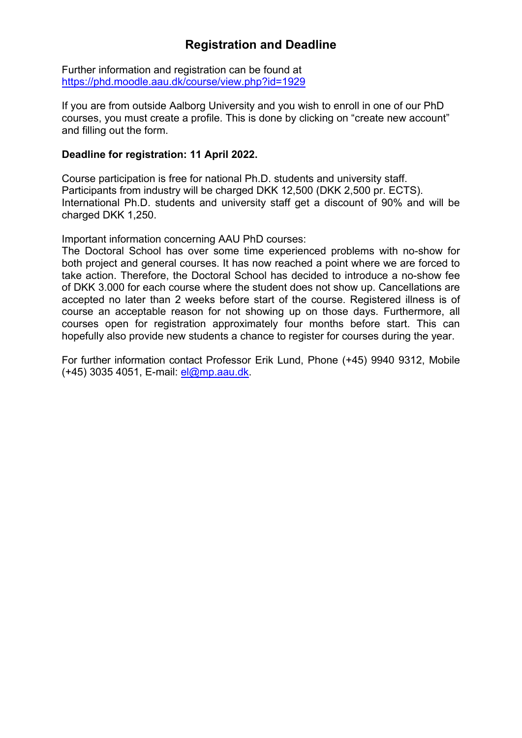## Registration and Deadline

Further information and registration can be found at
https://phd.moodle.aau.dk/course/view.php?id=1929

If you are from outside Aalborg University and you wish to enroll in one of our PhD courses, you must create a profile. This is done by clicking on "create new account" and filling out the form.

**Deadline for registration: 11 April 2022.**

Course participation is free for national Ph.D. students and university staff.
Participants from industry will be charged DKK 12,500 (DKK 2,500 pr. ECTS).
International Ph.D. students and university staff get a discount of 90% and will be charged DKK 1,250.

Important information concerning AAU PhD courses:
The Doctoral School has over some time experienced problems with no-show for both project and general courses. It has now reached a point where we are forced to take action. Therefore, the Doctoral School has decided to introduce a no-show fee of DKK 3.000 for each course where the student does not show up. Cancellations are accepted no later than 2 weeks before start of the course. Registered illness is of course an acceptable reason for not showing up on those days. Furthermore, all courses open for registration approximately four months before start. This can hopefully also provide new students a chance to register for courses during the year.

For further information contact Professor Erik Lund, Phone (+45) 9940 9312, Mobile (+45) 3035 4051, E-mail: el@mp.aau.dk.